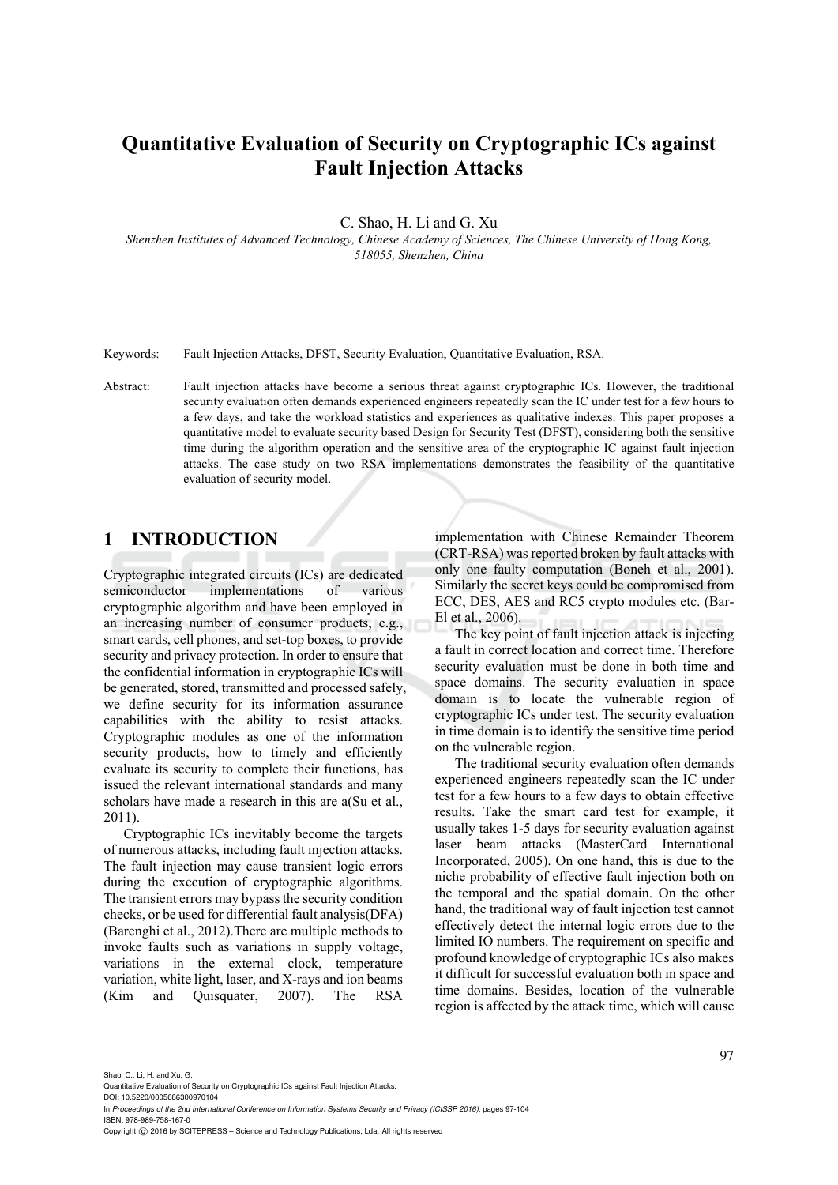# Quantitative Evaluation of Security on Cryptographic ICs against Fault Injection Attacks

C. Shao, H. Li and G. Xu

*Shenzhen Institutes of Advanced Technology, Chinese Academy of Sciences, The Chinese University of Hong Kong, 518055, Shenzhen, China*

Keywords: Fault Injection Attacks, DFST, Security Evaluation, Quantitative Evaluation, RSA.

Abstract: Fault injection attacks have become a serious threat against cryptographic ICs. However, the traditional security evaluation often demands experienced engineers repeatedly scan the IC under test for a few hours to a few days, and take the workload statistics and experiences as qualitative indexes. This paper proposes a quantitative model to evaluate security based Design for Security Test (DFST), considering both the sensitive time during the algorithm operation and the sensitive area of the cryptographic IC against fault injection attacks. The case study on two RSA implementations demonstrates the feasibility of the quantitative evaluation of security model.

## 1 INTRODUCTION

Cryptographic integrated circuits (ICs) are dedicated semiconductor implementations of various cryptographic algorithm and have been employed in an increasing number of consumer products, e.g., smart cards, cell phones, and set-top boxes, to provide security and privacy protection. In order to ensure that the confidential information in cryptographic ICs will be generated, stored, transmitted and processed safely, we define security for its information assurance capabilities with the ability to resist attacks. Cryptographic modules as one of the information security products, how to timely and efficiently evaluate its security to complete their functions, has issued the relevant international standards and many scholars have made a research in this are a(Su et al., 2011).

Cryptographic ICs inevitably become the targets of numerous attacks, including fault injection attacks. The fault injection may cause transient logic errors during the execution of cryptographic algorithms. The transient errors may bypass the security condition checks, or be used for differential fault analysis(DFA) (Barenghi et al., 2012).There are multiple methods to invoke faults such as variations in supply voltage, variations in the external clock, temperature variation, white light, laser, and X-rays and ion beams (Kim and Quisquater, 2007). The RSA implementation with Chinese Remainder Theorem (CRT-RSA) was reported broken by fault attacks with only one faulty computation (Boneh et al., 2001). Similarly the secret keys could be compromised from ECC, DES, AES and RC5 crypto modules etc. (Bar-El et al., 2006).

The key point of fault injection attack is injecting a fault in correct location and correct time. Therefore security evaluation must be done in both time and space domains. The security evaluation in space domain is to locate the vulnerable region of cryptographic ICs under test. The security evaluation in time domain is to identify the sensitive time period on the vulnerable region.

The traditional security evaluation often demands experienced engineers repeatedly scan the IC under test for a few hours to a few days to obtain effective results. Take the smart card test for example, it usually takes 1-5 days for security evaluation against laser beam attacks (MasterCard International Incorporated, 2005). On one hand, this is due to the niche probability of effective fault injection both on the temporal and the spatial domain. On the other hand, the traditional way of fault injection test cannot effectively detect the internal logic errors due to the limited IO numbers. The requirement on specific and profound knowledge of cryptographic ICs also makes it difficult for successful evaluation both in space and time domains. Besides, location of the vulnerable region is affected by the attack time, which will cause

Shao, C., Li, H. and Xu, G.
Quantitative Evaluation of Security on Cryptographic ICs against Fault Injection Attacks.
DOI: 10.5220/0005686300970104
In *Proceedings of the 2nd International Conference on Information Systems Security and Privacy (ICISSP 2016)*, pages 97-104
ISBN: 978-989-758-167-0
Copyright © 2016 by SCITEPRESS – Science and Technology Publications, Lda. All rights reserved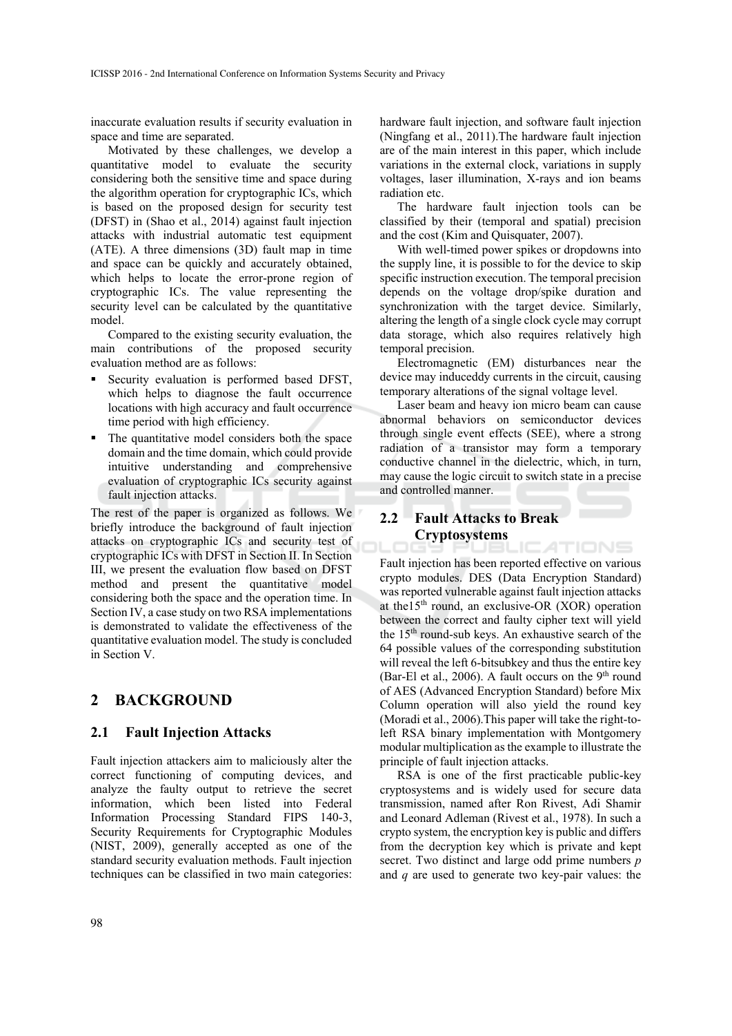inaccurate evaluation results if security evaluation in space and time are separated.

Motivated by these challenges, we develop a quantitative model to evaluate the security considering both the sensitive time and space during the algorithm operation for cryptographic ICs, which is based on the proposed design for security test (DFST) in (Shao et al., 2014) against fault injection attacks with industrial automatic test equipment (ATE). A three dimensions (3D) fault map in time and space can be quickly and accurately obtained, which helps to locate the error-prone region of cryptographic ICs. The value representing the security level can be calculated by the quantitative model.

Compared to the existing security evaluation, the main contributions of the proposed security evaluation method are as follows:

- Security evaluation is performed based DFST, which helps to diagnose the fault occurrence locations with high accuracy and fault occurrence time period with high efficiency.
- The quantitative model considers both the space domain and the time domain, which could provide intuitive understanding and comprehensive evaluation of cryptographic ICs security against fault injection attacks.

The rest of the paper is organized as follows. We briefly introduce the background of fault injection attacks on cryptographic ICs and security test of cryptographic ICs with DFST in Section II. In Section III, we present the evaluation flow based on DFST method and present the quantitative model considering both the space and the operation time. In Section IV, a case study on two RSA implementations is demonstrated to validate the effectiveness of the quantitative evaluation model. The study is concluded in Section V.

# 2 BACKGROUND

## 2.1 Fault Injection Attacks

Fault injection attackers aim to maliciously alter the correct functioning of computing devices, and analyze the faulty output to retrieve the secret information, which been listed into Federal Information Processing Standard FIPS 140-3, Security Requirements for Cryptographic Modules (NIST, 2009), generally accepted as one of the standard security evaluation methods. Fault injection techniques can be classified in two main categories: hardware fault injection, and software fault injection (Ningfang et al., 2011).The hardware fault injection are of the main interest in this paper, which include variations in the external clock, variations in supply voltages, laser illumination, X-rays and ion beams radiation etc.

The hardware fault injection tools can be classified by their (temporal and spatial) precision and the cost (Kim and Quisquater, 2007).

With well-timed power spikes or dropdowns into the supply line, it is possible to for the device to skip specific instruction execution. The temporal precision depends on the voltage drop/spike duration and synchronization with the target device. Similarly, altering the length of a single clock cycle may corrupt data storage, which also requires relatively high temporal precision.

Electromagnetic (EM) disturbances near the device may induceddy currents in the circuit, causing temporary alterations of the signal voltage level.

Laser beam and heavy ion micro beam can cause abnormal behaviors on semiconductor devices through single event effects (SEE), where a strong radiation of a transistor may form a temporary conductive channel in the dielectric, which, in turn, may cause the logic circuit to switch state in a precise and controlled manner.

## 2.2 Fault Attacks to Break Cryptosystems

Fault injection has been reported effective on various crypto modules. DES (Data Encryption Standard) was reported vulnerable against fault injection attacks at the15$^{th}$ round, an exclusive-OR (XOR) operation between the correct and faulty cipher text will yield the 15$^{th}$ round-sub keys. An exhaustive search of the 64 possible values of the corresponding substitution will reveal the left 6-bitsubkey and thus the entire key (Bar-El et al., 2006). A fault occurs on the 9$^{th}$ round of AES (Advanced Encryption Standard) before Mix Column operation will also yield the round key (Moradi et al., 2006).This paper will take the right-to-left RSA binary implementation with Montgomery modular multiplication as the example to illustrate the principle of fault injection attacks.

RSA is one of the first practicable public-key cryptosystems and is widely used for secure data transmission, named after Ron Rivest, Adi Shamir and Leonard Adleman (Rivest et al., 1978). In such a crypto system, the encryption key is public and differs from the decryption key which is private and kept secret. Two distinct and large odd prime numbers $p$ and $q$ are used to generate two key-pair values: the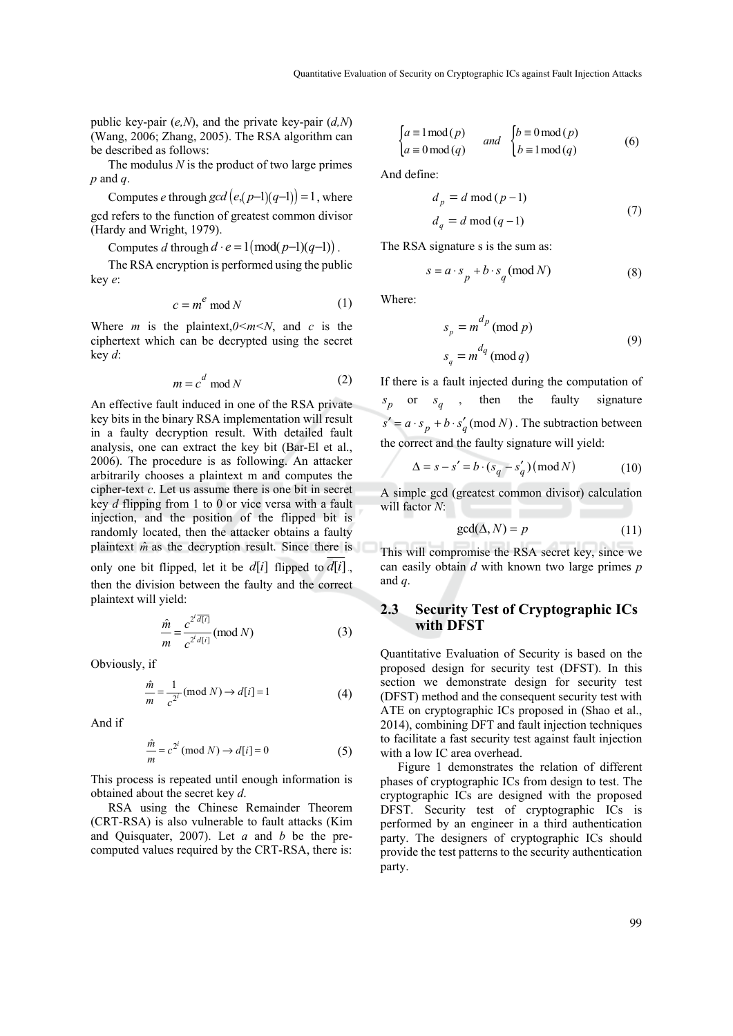public key-pair $(e,N)$, and the private key-pair $(d,N)$ (Wang, 2006; Zhang, 2005). The RSA algorithm can be described as follows:

The modulus $N$ is the product of two large primes $p$ and $q$.

Computes $e$ through $gcd\left(e,(p-1)(q-1)\right)=1$, where gcd refers to the function of greatest common divisor (Hardy and Wright, 1979).

Computes $d$ through $d \cdot e = 1\left(\mathrm{mod}(p-1)(q-1)\right)$.

The RSA encryption is performed using the public key $e$:

$$c = m^{e} \bmod N \tag{1}$$

Where $m$ is the plaintext, $0<m<N$, and $c$ is the ciphertext which can be decrypted using the secret key $d$:

$$m = c^{d} \bmod N \tag{2}$$

An effective fault induced in one of the RSA private key bits in the binary RSA implementation will result in a faulty decryption result. With detailed fault analysis, one can extract the key bit (Bar-El et al., 2006). The procedure is as following. An attacker arbitrarily chooses a plaintext m and computes the cipher-text $c$. Let us assume there is one bit in secret key $d$ flipping from 1 to 0 or vice versa with a fault injection, and the position of the flipped bit is randomly located, then the attacker obtains a faulty plaintext $\hat{m}$ as the decryption result. Since there is only one bit flipped, let it be $d[i]$ flipped to $\overline{d[i]}$, then the division between the faulty and the correct plaintext will yield:

$$\frac{\hat{m}}{m} = \frac{c^{2^{i}\overline{d[i]}}}{c^{2^{i}d[i]}} (\mathrm{mod}\, N) \tag{3}$$

Obviously, if

$$\frac{\hat{m}}{m} = \frac{1}{c^{2^{i}}} (\mathrm{mod}\, N) \rightarrow d[i] = 1 \tag{4}$$

And if

$$\frac{\hat{m}}{m} = c^{2^{i}} (\mathrm{mod}\, N) \rightarrow d[i] = 0 \tag{5}$$

This process is repeated until enough information is obtained about the secret key $d$.

RSA using the Chinese Remainder Theorem (CRT-RSA) is also vulnerable to fault attacks (Kim and Quisquater, 2007). Let $a$ and $b$ be the pre-computed values required by the CRT-RSA, there is:

$$\begin{cases} a \equiv 1 \bmod (p) \\ a \equiv 0 \bmod (q) \end{cases} \quad and \quad \begin{cases} b \equiv 0 \bmod (p) \\ b \equiv 1 \bmod (q) \end{cases} \tag{6}$$

And define:

$$\begin{aligned} d_p &= d \bmod (p-1) \\ d_q &= d \bmod (q-1) \end{aligned} \tag{7}$$

The RSA signature s is the sum as:

$$s = a \cdot s_p + b \cdot s_q (\mathrm{mod}\, N) \tag{8}$$

Where:

$$\begin{aligned} s_p &= m^{d_p} (\mathrm{mod}\, p) \\ s_q &= m^{d_q} (\mathrm{mod}\, q) \end{aligned} \tag{9}$$

If there is a fault injected during the computation of $s_p$ or $s_q$, then the faulty signature $s' = a \cdot s_p + b \cdot s'_q (\mathrm{mod}\, N)$. The subtraction between the correct and the faulty signature will yield:

$$\Delta = s - s' = b \cdot (s_q - s'_q)(\mathrm{mod}\, N) \tag{10}$$

A simple gcd (greatest common divisor) calculation will factor $N$:

$$\gcd(\Delta, N) = p \tag{11}$$

This will compromise the RSA secret key, since we can easily obtain $d$ with known two large primes $p$ and $q$.

### 2.3 Security Test of Cryptographic ICs with DFST

Quantitative Evaluation of Security is based on the proposed design for security test (DFST). In this section we demonstrate design for security test (DFST) method and the consequent security test with ATE on cryptographic ICs proposed in (Shao et al., 2014), combining DFT and fault injection techniques to facilitate a fast security test against fault injection with a low IC area overhead.

Figure 1 demonstrates the relation of different phases of cryptographic ICs from design to test. The cryptographic ICs are designed with the proposed DFST. Security test of cryptographic ICs is performed by an engineer in a third authentication party. The designers of cryptographic ICs should provide the test patterns to the security authentication party.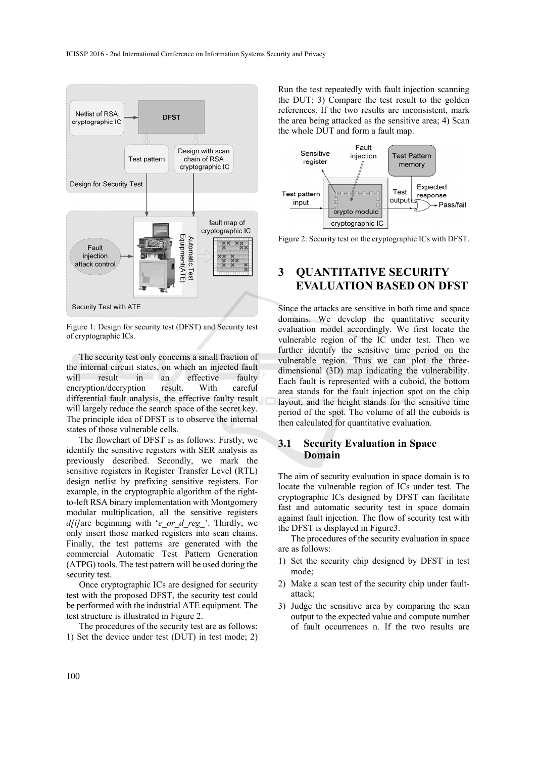Figure 1: Design for security test (DFST) and Security test of cryptographic ICs.

The security test only concerns a small fraction of the internal circuit states, on which an injected fault will result in an effective faulty encryption/decryption result. With careful differential fault analysis, the effective faulty result will largely reduce the search space of the secret key. The principle idea of DFST is to observe the internal states of those vulnerable cells.

The flowchart of DFST is as follows: Firstly, we identify the sensitive registers with SER analysis as previously described. Secondly, we mark the sensitive registers in Register Transfer Level (RTL) design netlist by prefixing sensitive registers. For example, in the cryptographic algorithm of the right-to-left RSA binary implementation with Montgomery modular multiplication, all the sensitive registers *d[i]*are beginning with '*e_or_d_reg_*'. Thirdly, we only insert those marked registers into scan chains. Finally, the test patterns are generated with the commercial Automatic Test Pattern Generation (ATPG) tools. The test pattern will be used during the security test.

Once cryptographic ICs are designed for security test with the proposed DFST, the security test could be performed with the industrial ATE equipment. The test structure is illustrated in Figure 2.

The procedures of the security test are as follows: 1) Set the device under test (DUT) in test mode; 2) Run the test repeatedly with fault injection scanning the DUT; 3) Compare the test result to the golden references. If the two results are inconsistent, mark the area being attacked as the sensitive area; 4) Scan the whole DUT and form a fault map.

Figure 2: Security test on the cryptographic ICs with DFST.

## 3 QUANTITATIVE SECURITY EVALUATION BASED ON DFST

Since the attacks are sensitive in both time and space domains. We develop the quantitative security evaluation model accordingly. We first locate the vulnerable region of the IC under test. Then we further identify the sensitive time period on the vulnerable region. Thus we can plot the three-dimensional (3D) map indicating the vulnerability. Each fault is represented with a cuboid, the bottom area stands for the fault injection spot on the chip layout, and the height stands for the sensitive time period of the spot. The volume of all the cuboids is then calculated for quantitative evaluation.

### 3.1 Security Evaluation in Space Domain

The aim of security evaluation in space domain is to locate the vulnerable region of ICs under test. The cryptographic ICs designed by DFST can facilitate fast and automatic security test in space domain against fault injection. The flow of security test with the DFST is displayed in Figure3.

The procedures of the security evaluation in space are as follows:

1) Set the security chip designed by DFST in test mode;
2) Make a scan test of the security chip under fault-attack;
3) Judge the sensitive area by comparing the scan output to the expected value and compute number of fault occurrences n. If the two results are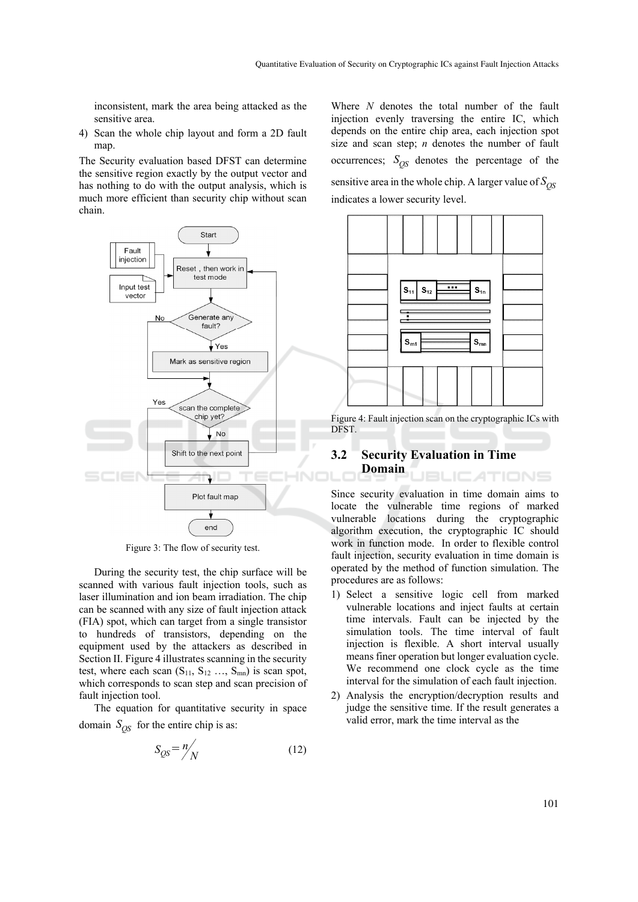inconsistent, mark the area being attacked as the sensitive area.

4) Scan the whole chip layout and form a 2D fault map.

The Security evaluation based DFST can determine the sensitive region exactly by the output vector and has nothing to do with the output analysis, which is much more efficient than security chip without scan chain.

Figure 3: The flow of security test.

During the security test, the chip surface will be scanned with various fault injection tools, such as laser illumination and ion beam irradiation. The chip can be scanned with any size of fault injection attack (FIA) spot, which can target from a single transistor to hundreds of transistors, depending on the equipment used by the attackers as described in Section II. Figure 4 illustrates scanning in the security test, where each scan ($S_{11}$, $S_{12}$ …, $S_{mn}$) is scan spot, which corresponds to scan step and scan precision of fault injection tool.

The equation for quantitative security in space domain $S_{QS}$ for the entire chip is as:

$$S_{QS} = n/N \tag{12}$$

Where $N$ denotes the total number of the fault injection evenly traversing the entire IC, which depends on the entire chip area, each injection spot size and scan step; $n$ denotes the number of fault occurrences; $S_{QS}$ denotes the percentage of the sensitive area in the whole chip. A larger value of $S_{QS}$ indicates a lower security level.

Figure 4: Fault injection scan on the cryptographic ICs with DFST.

## 3.2 Security Evaluation in Time Domain

Since security evaluation in time domain aims to locate the vulnerable time regions of marked vulnerable locations during the cryptographic algorithm execution, the cryptographic IC should work in function mode. In order to flexible control fault injection, security evaluation in time domain is operated by the method of function simulation. The procedures are as follows:

1) Select a sensitive logic cell from marked vulnerable locations and inject faults at certain time intervals. Fault can be injected by the simulation tools. The time interval of fault injection is flexible. A short interval usually means finer operation but longer evaluation cycle. We recommend one clock cycle as the time interval for the simulation of each fault injection.

2) Analysis the encryption/decryption results and judge the sensitive time. If the result generates a valid error, mark the time interval as the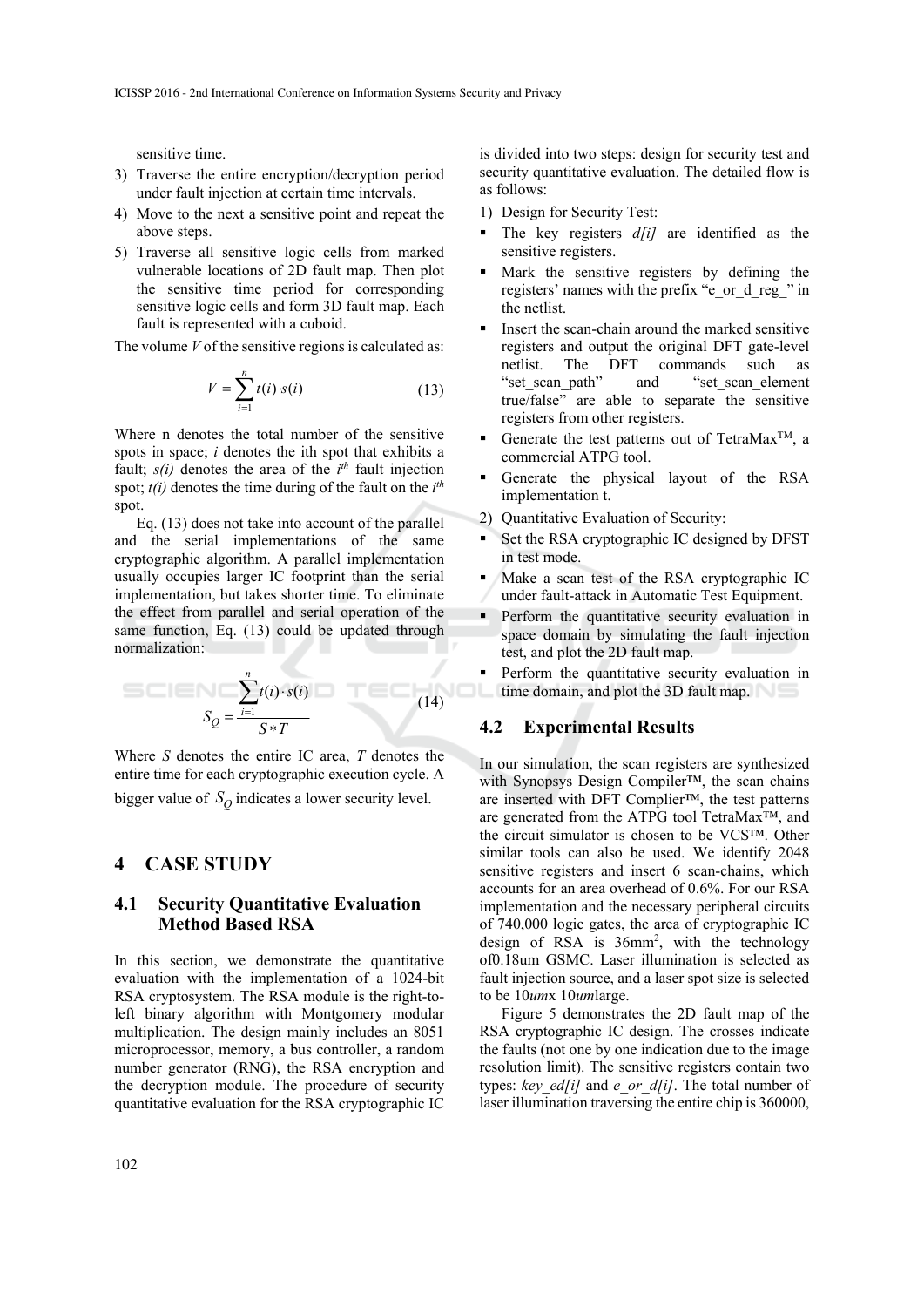sensitive time.

3) Traverse the entire encryption/decryption period under fault injection at certain time intervals.
4) Move to the next a sensitive point and repeat the above steps.
5) Traverse all sensitive logic cells from marked vulnerable locations of 2D fault map. Then plot the sensitive time period for corresponding sensitive logic cells and form 3D fault map. Each fault is represented with a cuboid.

The volume $V$ of the sensitive regions is calculated as:

$$V = \sum_{i=1}^{n} t(i) \cdot s(i) \tag{13}$$

Where n denotes the total number of the sensitive spots in space; $i$ denotes the ith spot that exhibits a fault; $s(i)$ denotes the area of the $i^{th}$ fault injection spot; $t(i)$ denotes the time during of the fault on the $i^{th}$ spot.

Eq. (13) does not take into account of the parallel and the serial implementations of the same cryptographic algorithm. A parallel implementation usually occupies larger IC footprint than the serial implementation, but takes shorter time. To eliminate the effect from parallel and serial operation of the same function, Eq. (13) could be updated through normalization:

$$S_Q = \frac{\sum_{i=1}^{n} t(i) \cdot s(i)}{S * T} \tag{14}$$

Where $S$ denotes the entire IC area, $T$ denotes the entire time for each cryptographic execution cycle. A bigger value of $S_Q$ indicates a lower security level.

# 4 CASE STUDY

## 4.1 Security Quantitative Evaluation Method Based RSA

In this section, we demonstrate the quantitative evaluation with the implementation of a 1024-bit RSA cryptosystem. The RSA module is the right-to-left binary algorithm with Montgomery modular multiplication. The design mainly includes an 8051 microprocessor, memory, a bus controller, a random number generator (RNG), the RSA encryption and the decryption module. The procedure of security quantitative evaluation for the RSA cryptographic IC is divided into two steps: design for security test and security quantitative evaluation. The detailed flow is as follows:

1) Design for Security Test:

- The key registers *d[i]* are identified as the sensitive registers.
- Mark the sensitive registers by defining the registers' names with the prefix "e_or_d_reg_" in the netlist.
- Insert the scan-chain around the marked sensitive registers and output the original DFT gate-level netlist. The DFT commands such as "set_scan_path" and "set_scan_element true/false" are able to separate the sensitive registers from other registers.
- Generate the test patterns out of TetraMax™, a commercial ATPG tool.
- Generate the physical layout of the RSA implementation t.

2) Quantitative Evaluation of Security:

- Set the RSA cryptographic IC designed by DFST in test mode.
- Make a scan test of the RSA cryptographic IC under fault-attack in Automatic Test Equipment.
- Perform the quantitative security evaluation in space domain by simulating the fault injection test, and plot the 2D fault map.
- Perform the quantitative security evaluation in time domain, and plot the 3D fault map.

## 4.2 Experimental Results

In our simulation, the scan registers are synthesized with Synopsys Design Compiler™, the scan chains are inserted with DFT Complier™, the test patterns are generated from the ATPG tool TetraMax™, and the circuit simulator is chosen to be VCS™. Other similar tools can also be used. We identify 2048 sensitive registers and insert 6 scan-chains, which accounts for an area overhead of 0.6%. For our RSA implementation and the necessary peripheral circuits of 740,000 logic gates, the area of cryptographic IC design of RSA is 36mm$^2$, with the technology of0.18um GSMC. Laser illumination is selected as fault injection source, and a laser spot size is selected to be 10*um*x 10*um*large.

Figure 5 demonstrates the 2D fault map of the RSA cryptographic IC design. The crosses indicate the faults (not one by one indication due to the image resolution limit). The sensitive registers contain two types: *key_ed[i]* and *e_or_d[i]*. The total number of laser illumination traversing the entire chip is 360000,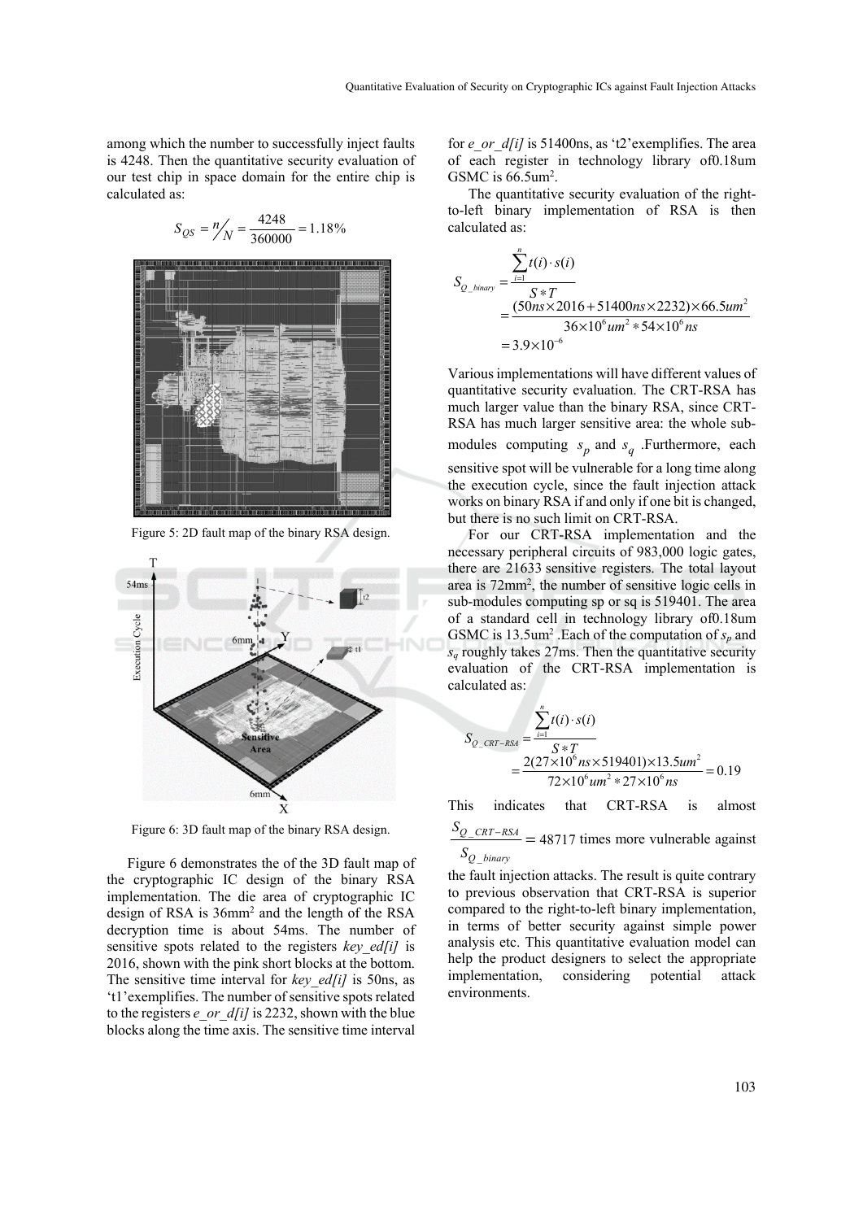among which the number to successfully inject faults is 4248. Then the quantitative security evaluation of our test chip in space domain for the entire chip is calculated as:

$$S_{QS} = n/N = \frac{4248}{360000} = 1.18\%$$

Figure 5: 2D fault map of the binary RSA design.

Figure 6: 3D fault map of the binary RSA design.

Figure 6 demonstrates the of the 3D fault map of the cryptographic IC design of the binary RSA implementation. The die area of cryptographic IC design of RSA is 36mm$^2$ and the length of the RSA decryption time is about 54ms. The number of sensitive spots related to the registers *key_ed[i]* is 2016, shown with the pink short blocks at the bottom. The sensitive time interval for *key_ed[i]* is 50ns, as 't1' exemplifies. The number of sensitive spots related to the registers *e_or_d[i]* is 2232, shown with the blue blocks along the time axis. The sensitive time interval for *e_or_d[i]* is 51400ns, as 't2' exemplifies. The area of each register in technology library of0.18um GSMC is 66.5um$^2$.

The quantitative security evaluation of the right-to-left binary implementation of RSA is then calculated as:

$$\begin{aligned} S_{Q\_binary} &= \frac{\sum_{i=1}^{n} t(i) \cdot s(i)}{S * T} \\ &= \frac{(50ns \times 2016 + 51400ns \times 2232) \times 66.5um^2}{36 \times 10^6 um^2 * 54 \times 10^6 ns} \\ &= 3.9 \times 10^{-6} \end{aligned}$$

Various implementations will have different values of quantitative security evaluation. The CRT-RSA has much larger value than the binary RSA, since CRT-RSA has much larger sensitive area: the whole sub-modules computing $s_p$ and $s_q$ .Furthermore, each sensitive spot will be vulnerable for a long time along the execution cycle, since the fault injection attack works on binary RSA if and only if one bit is changed, but there is no such limit on CRT-RSA.

For our CRT-RSA implementation and the necessary peripheral circuits of 983,000 logic gates, there are 21633 sensitive registers. The total layout area is 72mm$^2$, the number of sensitive logic cells in sub-modules computing sp or sq is 519401. The area of a standard cell in technology library of0.18um GSMC is 13.5um$^2$ .Each of the computation of $s_p$ and $s_q$ roughly takes 27ms. Then the quantitative security evaluation of the CRT-RSA implementation is calculated as:

$$\begin{aligned} S_{Q\_CRT-RSA} &= \frac{\sum_{i=1}^{n} t(i) \cdot s(i)}{S * T} \\ &= \frac{2(27 \times 10^6 ns \times 519401) \times 13.5um^2}{72 \times 10^6 um^2 * 27 \times 10^6 ns} = 0.19 \end{aligned}$$

This indicates that CRT-RSA is almost $\frac{S_{Q\_CRT-RSA}}{S_{Q\_binary}} = 48717$ times more vulnerable against the fault injection attacks. The result is quite contrary to previous observation that CRT-RSA is superior compared to the right-to-left binary implementation, in terms of better security against simple power analysis etc. This quantitative evaluation model can help the product designers to select the appropriate implementation, considering potential attack environments.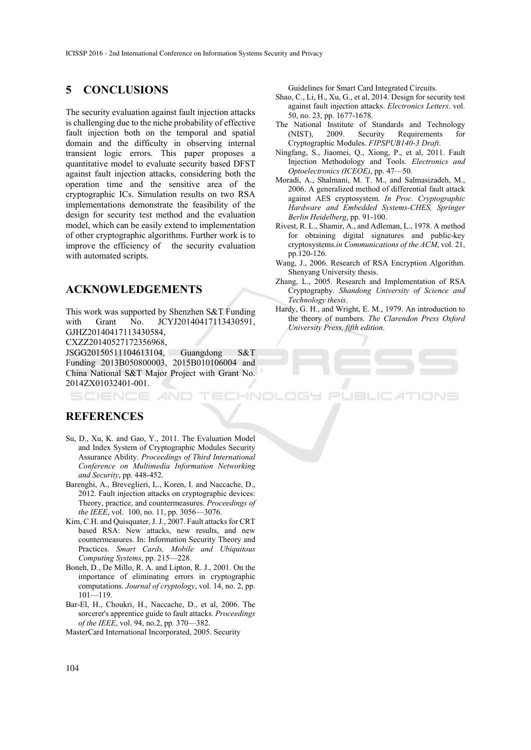## 5 CONCLUSIONS

The security evaluation against fault injection attacks is challenging due to the niche probability of effective fault injection both on the temporal and spatial domain and the difficulty in observing internal transient logic errors. This paper proposes a quantitative model to evaluate security based DFST against fault injection attacks, considering both the operation time and the sensitive area of the cryptographic ICs. Simulation results on two RSA implementations demonstrate the feasibility of the design for security test method and the evaluation model, which can be easily extend to implementation of other cryptographic algorithms. Further work is to improve the efficiency of the security evaluation with automated scripts.

## ACKNOWLEDGEMENTS

This work was supported by Shenzhen S&T Funding with Grant No. JCYJ20140417113430591, GJHZ20140417113430584, CXZZ20140527172356968, JSGG20150511104613104, Guangdong S&T Funding 2013B050800003, 2015B010106004 and China National S&T Major Project with Grant No. 2014ZX01032401-001.

## REFERENCES

Su, D., Xu, K. and Gao, Y., 2011. The Evaluation Model and Index System of Cryptographic Modules Security Assurance Ability. *Proceedings of Third International Conference on Multimedia Information Networking and Security*, pp. 448-452.

Barenghi, A., Breveglieri, L., Koren, I. and Naccache, D., 2012. Fault injection attacks on cryptographic devices: Theory, practice, and countermeasures. *Proceedings of the IEEE*, vol. 100, no. 11, pp. 3056—3076.

Kim, C.H. and Quisquater, J. J., 2007. Fault attacks for CRT based RSA: New attacks, new results, and new countermeasures. In: Information Security Theory and Practices. *Smart Cards, Mobile and Ubiquitous Computing Systems*, pp. 215—228.

Boneh, D., De Millo, R. A. and Lipton, R. J., 2001. On the importance of eliminating errors in cryptographic computations. *Journal of cryptology*, vol. 14, no. 2, pp. 101—119.

Bar-El, H., Choukri, H., Naccache, D., et al, 2006. The sorcerer's apprentice guide to fault attacks. *Proceedings of the IEEE*, vol. 94, no.2, pp. 370—382.

MasterCard International Incorporated, 2005. Security Guidelines for Smart Card Integrated Circuits.

Shao, C., Li, H., Xu, G., et al, 2014. Design for security test against fault injection attacks. *Electronics Letters*. vol. 50, no. 23, pp. 1677-1678.

The National Institute of Standards and Technology (NIST), 2009. Security Requirements for Cryptographic Modules. *FIPSPUB140-3 Draft*.

Ningfang, S., Jiaomei, Q., Xiong, P., et al, 2011. Fault Injection Methodology and Tools. *Electronics and Optoelectronics (ICEOE)*, pp. 47—50.

Moradi, A., Shalmani, M. T. M., and Salmasizadeh, M., 2006. A generalized method of differential fault attack against AES cryptosystem. *In Proc. Cryptographic Hardware and Embedded Systems-CHES, Springer Berlin Heidelberg*, pp. 91-100.

Rivest, R. L., Shamir, A., and Adleman, L., 1978. A method for obtaining digital signatures and public-key cryptosystems.*in Communications of the ACM*, vol. 21, pp.120-126.

Wang, J., 2006. Research of RSA Encryption Algorithm. Shenyang University thesis.

Zhang, L., 2005. Research and Implementation of RSA Cryptography. *Shandong University of Science and Technology thesis*.

Hardy, G. H., and Wright, E. M., 1979. An introduction to the theory of numbers. *The Clarendon Press Oxford University Press, fifth edition*.